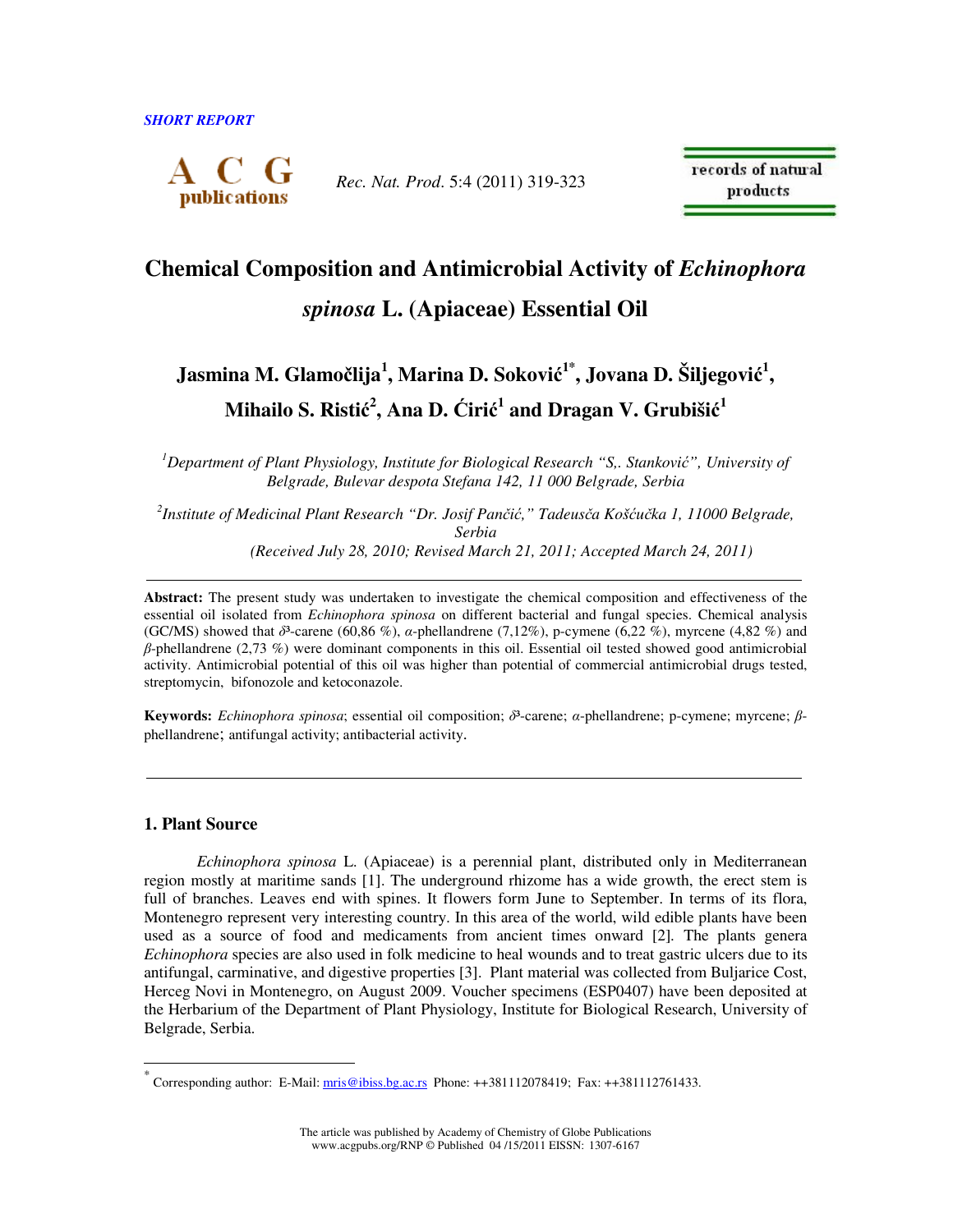*SHORT REPORT*

# Chemical Composition and Antimicrobial Activity of *Echinophora spinosa* L. (Apiaceae) Essential Oil

**Jasmina M. Glamočlija[1], Marina D. Soković[1*], Jovana D. Šiljegović[1], Mihailo S. Ristić[2], Ana D. Ćirić[1] and Dragan V. Grubišić[1]**

*[1]Department of Plant Physiology, Institute for Biological Research "S,. Stanković", University of Belgrade, Bulevar despota Stefana 142, 11 000 Belgrade, Serbia*

*[2]Institute of Medicinal Plant Research "Dr. Josif Pančić," Tadeusča Košćučka 1, 11000 Belgrade, Serbia*

*(Received July 28, 2010; Revised March 21, 2011; Accepted March 24, 2011)*

**Abstract:** The present study was undertaken to investigate the chemical composition and effectiveness of the essential oil isolated from *Echinophora spinosa* on different bacterial and fungal species. Chemical analysis (GC/MS) showed that $\delta^3$-carene (60,86 %), $\alpha$-phellandrene (7,12%), p-cymene (6,22 %), myrcene (4,82 %) and $\beta$-phellandrene (2,73 %) were dominant components in this oil. Essential oil tested showed good antimicrobial activity. Antimicrobial potential of this oil was higher than potential of commercial antimicrobial drugs tested, streptomycin, bifonozole and ketoconazole.

**Keywords:** *Echinophora spinosa*; essential oil composition; $\delta^3$-carene; $\alpha$-phellandrene; p-cymene; myrcene; $\beta$-phellandrene; antifungal activity; antibacterial activity.

## 1. Plant Source

*Echinophora spinosa* L. (Apiaceae) is a perennial plant, distributed only in Mediterranean region mostly at maritime sands [1]. The underground rhizome has a wide growth, the erect stem is full of branches. Leaves end with spines. It flowers form June to September. In terms of its flora, Montenegro represent very interesting country. In this area of the world, wild edible plants have been used as a source of food and medicaments from ancient times onward [2]. The plants genera *Echinophora* species are also used in folk medicine to heal wounds and to treat gastric ulcers due to its antifungal, carminative, and digestive properties [3]. Plant material was collected from Buljarice Cost, Herceg Novi in Montenegro, on August 2009. Voucher specimens (ESP0407) have been deposited at the Herbarium of the Department of Plant Physiology, Institute for Biological Research, University of Belgrade, Serbia.

---

[*] Corresponding author: E-Mail: mris@ibiss.bg.ac.rs Phone: ++381112078419; Fax: ++381112761433.

The article was published by Academy of Chemistry of Globe Publications
www.acgpubs.org/RNP © Published 04 /15/2011 EISSN: 1307-6167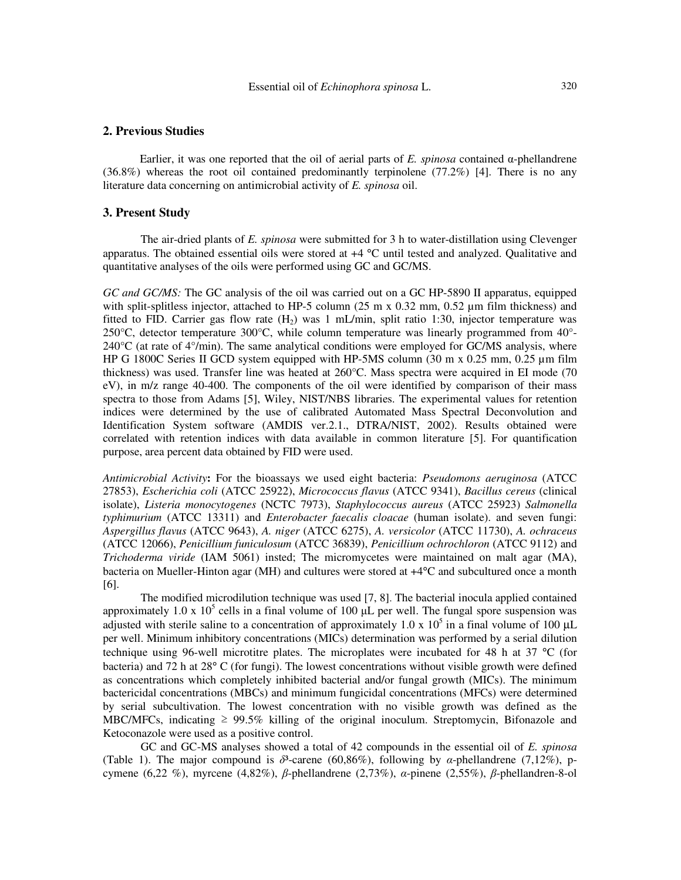## 2. Previous Studies

Earlier, it was one reported that the oil of aerial parts of *E. spinosa* contained α-phellandrene (36.8%) whereas the root oil contained predominantly terpinolene (77.2%) [4]. There is no any literature data concerning on antimicrobial activity of *E. spinosa* oil.

## 3. Present Study

The air-dried plants of *E. spinosa* were submitted for 3 h to water-distillation using Clevenger apparatus. The obtained essential oils were stored at +4 °C until tested and analyzed. Qualitative and quantitative analyses of the oils were performed using GC and GC/MS.

*GC and GC/MS:* The GC analysis of the oil was carried out on a GC HP-5890 II apparatus, equipped with split-splitless injector, attached to HP-5 column (25 m x 0.32 mm, 0.52 µm film thickness) and fitted to FID. Carrier gas flow rate ($H_2$) was 1 mL/min, split ratio 1:30, injector temperature was 250°C, detector temperature 300°C, while column temperature was linearly programmed from 40°-240°C (at rate of 4°/min). The same analytical conditions were employed for GC/MS analysis, where HP G 1800C Series II GCD system equipped with HP-5MS column (30 m x 0.25 mm, 0.25 µm film thickness) was used. Transfer line was heated at 260°C. Mass spectra were acquired in EI mode (70 eV), in m/z range 40-400. The components of the oil were identified by comparison of their mass spectra to those from Adams [5], Wiley, NIST/NBS libraries. The experimental values for retention indices were determined by the use of calibrated Automated Mass Spectral Deconvolution and Identification System software (AMDIS ver.2.1., DTRA/NIST, 2002). Results obtained were correlated with retention indices with data available in common literature [5]. For quantification purpose, area percent data obtained by FID were used.

*Antimicrobial Activity*: For the bioassays we used eight bacteria: *Pseudomons aeruginosa* (ATCC 27853), *Escherichia coli* (ATCC 25922), *Micrococcus flavus* (ATCC 9341), *Bacillus cereus* (clinical isolate), *Listeria monocytogenes* (NCTC 7973), *Staphylococcus aureus* (ATCC 25923) *Salmonella typhimurium* (ATCC 13311) and *Enterobacter faecalis cloacae* (human isolate). and seven fungi: *Aspergillus flavus* (ATCC 9643), *A. niger* (ATCC 6275), *A. versicolor* (ATCC 11730), *A. ochraceus* (ATCC 12066), *Penicillium funiculosum* (ATCC 36839), *Penicillium ochrochloron* (ATCC 9112) and *Trichoderma viride* (IAM 5061) insted; The micromycetes were maintained on malt agar (MA), bacteria on Mueller-Hinton agar (MH) and cultures were stored at +4°C and subcultured once a month [6].

The modified microdilution technique was used [7, 8]. The bacterial inocula applied contained approximately 1.0 x $10^5$ cells in a final volume of 100 µL per well. The fungal spore suspension was adjusted with sterile saline to a concentration of approximately 1.0 x $10^5$ in a final volume of 100 µL per well. Minimum inhibitory concentrations (MICs) determination was performed by a serial dilution technique using 96-well microtitre plates. The microplates were incubated for 48 h at 37 °C (for bacteria) and 72 h at 28° C (for fungi). The lowest concentrations without visible growth were defined as concentrations which completely inhibited bacterial and/or fungal growth (MICs). The minimum bactericidal concentrations (MBCs) and minimum fungicidal concentrations (MFCs) were determined by serial subcultivation. The lowest concentration with no visible growth was defined as the MBC/MFCs, indicating ≥ 99.5% killing of the original inoculum. Streptomycin, Bifonazole and Ketoconazole were used as a positive control.

GC and GC-MS analyses showed a total of 42 compounds in the essential oil of *E. spinosa* (Table 1). The major compound is $\delta^3$-carene (60,86%), following by *α*-phellandrene (7,12%), p-cymene (6,22 %), myrcene (4,82%), *β*-phellandrene (2,73%), *α*-pinene (2,55%), *β*-phellandren-8-ol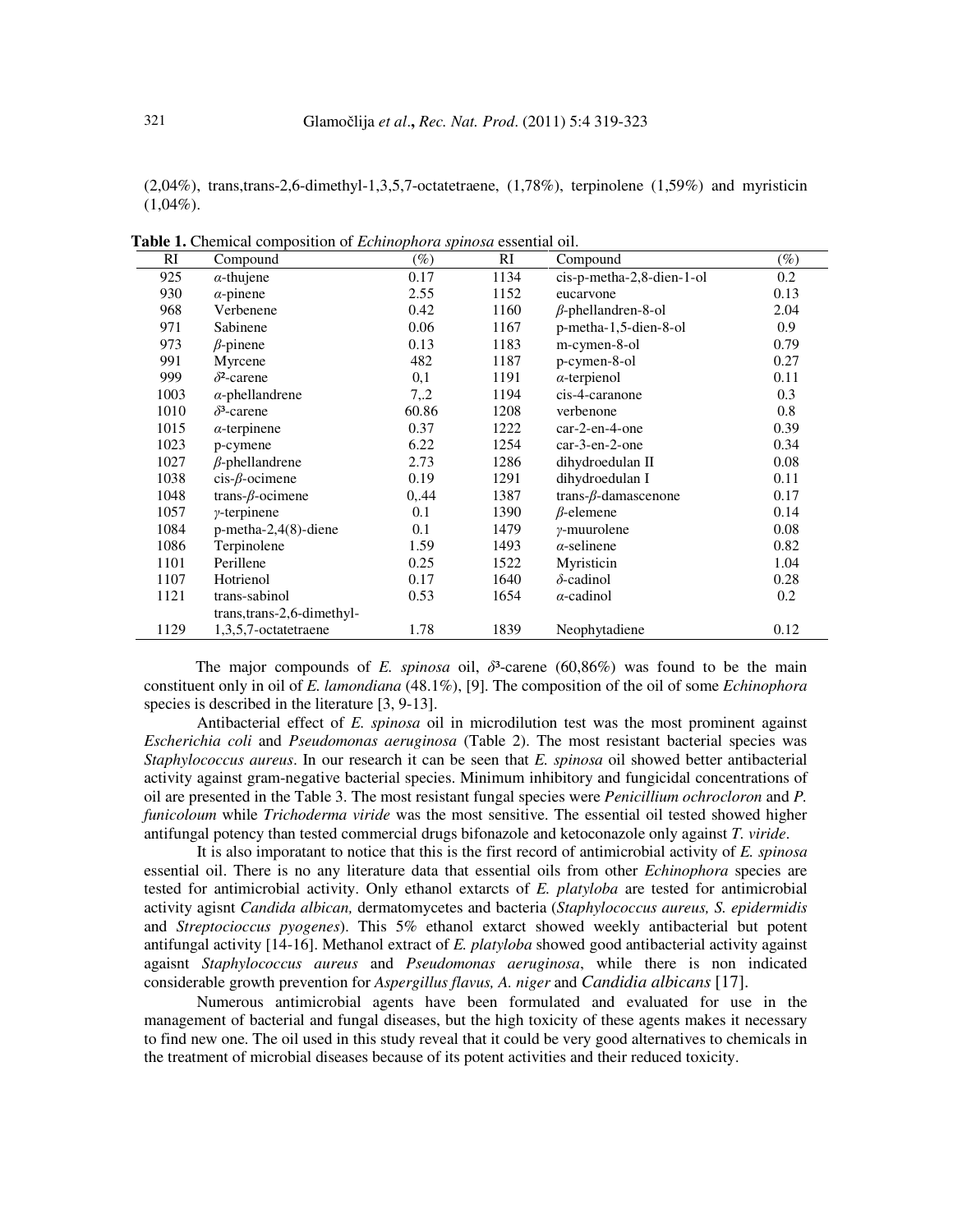(2,04%), trans,trans-2,6-dimethyl-1,3,5,7-octatetraene, (1,78%), terpinolene (1,59%) and myristicin (1,04%).

**Table 1.** Chemical composition of *Echinophora spinosa* essential oil.

| RI | Compound | (%) | RI | Compound | (%) |
|---|---|---|---|---|---|
| 925 | *α*-thujene | 0.17 | 1134 | cis-p-metha-2,8-dien-1-ol | 0.2 |
| 930 | *α*-pinene | 2.55 | 1152 | eucarvone | 0.13 |
| 968 | Verbenene | 0.42 | 1160 | *β*-phellandren-8-ol | 2.04 |
| 971 | Sabinene | 0.06 | 1167 | p-metha-1,5-dien-8-ol | 0.9 |
| 973 | *β*-pinene | 0.13 | 1183 | m-cymen-8-ol | 0.79 |
| 991 | Myrcene | 482 | 1187 | p-cymen-8-ol | 0.27 |
| 999 | $\delta^2$-carene | 0,1 | 1191 | *α*-terpienol | 0.11 |
| 1003 | *α*-phellandrene | 7,.2 | 1194 | cis-4-caranone | 0.3 |
| 1010 | $\delta^3$-carene | 60.86 | 1208 | verbenone | 0.8 |
| 1015 | *α*-terpinene | 0.37 | 1222 | car-2-en-4-one | 0.39 |
| 1023 | p-cymene | 6.22 | 1254 | car-3-en-2-one | 0.34 |
| 1027 | *β*-phellandrene | 2.73 | 1286 | dihydroedulan II | 0.08 |
| 1038 | cis-*β*-ocimene | 0.19 | 1291 | dihydroedulan I | 0.11 |
| 1048 | trans-*β*-ocimene | 0,.44 | 1387 | trans-*β*-damascenone | 0.17 |
| 1057 | *γ*-terpinene | 0.1 | 1390 | *β*-elemene | 0.14 |
| 1084 | p-metha-2,4(8)-diene | 0.1 | 1479 | *γ*-muurolene | 0.08 |
| 1086 | Terpinolene | 1.59 | 1493 | *α*-selinene | 0.82 |
| 1101 | Perillene | 0.25 | 1522 | Myristicin | 1.04 |
| 1107 | Hotrienol | 0.17 | 1640 | *δ*-cadinol | 0.28 |
| 1121 | trans-sabinol | 0.53 | 1654 | *α*-cadinol | 0.2 |
| 1129 | trans,trans-2,6-dimethyl-1,3,5,7-octatetraene | 1.78 | 1839 | Neophytadiene | 0.12 |

The major compounds of *E. spinosa* oil, $\delta^3$-carene (60,86%) was found to be the main constituent only in oil of *E. lamondiana* (48.1%), [9]. The composition of the oil of some *Echinophora* species is described in the literature [3, 9-13].

Antibacterial effect of *E. spinosa* oil in microdilution test was the most prominent against *Escherichia coli* and *Pseudomonas aeruginosa* (Table 2). The most resistant bacterial species was *Staphylococcus aureus*. In our research it can be seen that *E. spinosa* oil showed better antibacterial activity against gram-negative bacterial species. Minimum inhibitory and fungicidal concentrations of oil are presented in the Table 3. The most resistant fungal species were *Penicillium ochrocloron* and *P. funicoloum* while *Trichoderma viride* was the most sensitive. The essential oil tested showed higher antifungal potency than tested commercial drugs bifonazole and ketoconazole only against *T. viride*.

It is also imporatant to notice that this is the first record of antimicrobial activity of *E. spinosa* essential oil. There is no any literature data that essential oils from other *Echinophora* species are tested for antimicrobial activity. Only ethanol extarcts of *E. platyloba* are tested for antimicrobial activity agisnt *Candida albican,* dermatomycetes and bacteria (*Staphylococcus aureus, S. epidermidis* and *Streptocioccus pyogenes*). This 5% ethanol extarct showed weekly antibacterial but potent antifungal activity [14-16]. Methanol extract of *E. platyloba* showed good antibacterial activity against agaisnt *Staphylococcus aureus* and *Pseudomonas aeruginosa*, while there is non indicated considerable growth prevention for *Aspergillus flavus, A. niger* and *Candidia albicans* [17].

Numerous antimicrobial agents have been formulated and evaluated for use in the management of bacterial and fungal diseases, but the high toxicity of these agents makes it necessary to find new one. The oil used in this study reveal that it could be very good alternatives to chemicals in the treatment of microbial diseases because of its potent activities and their reduced toxicity.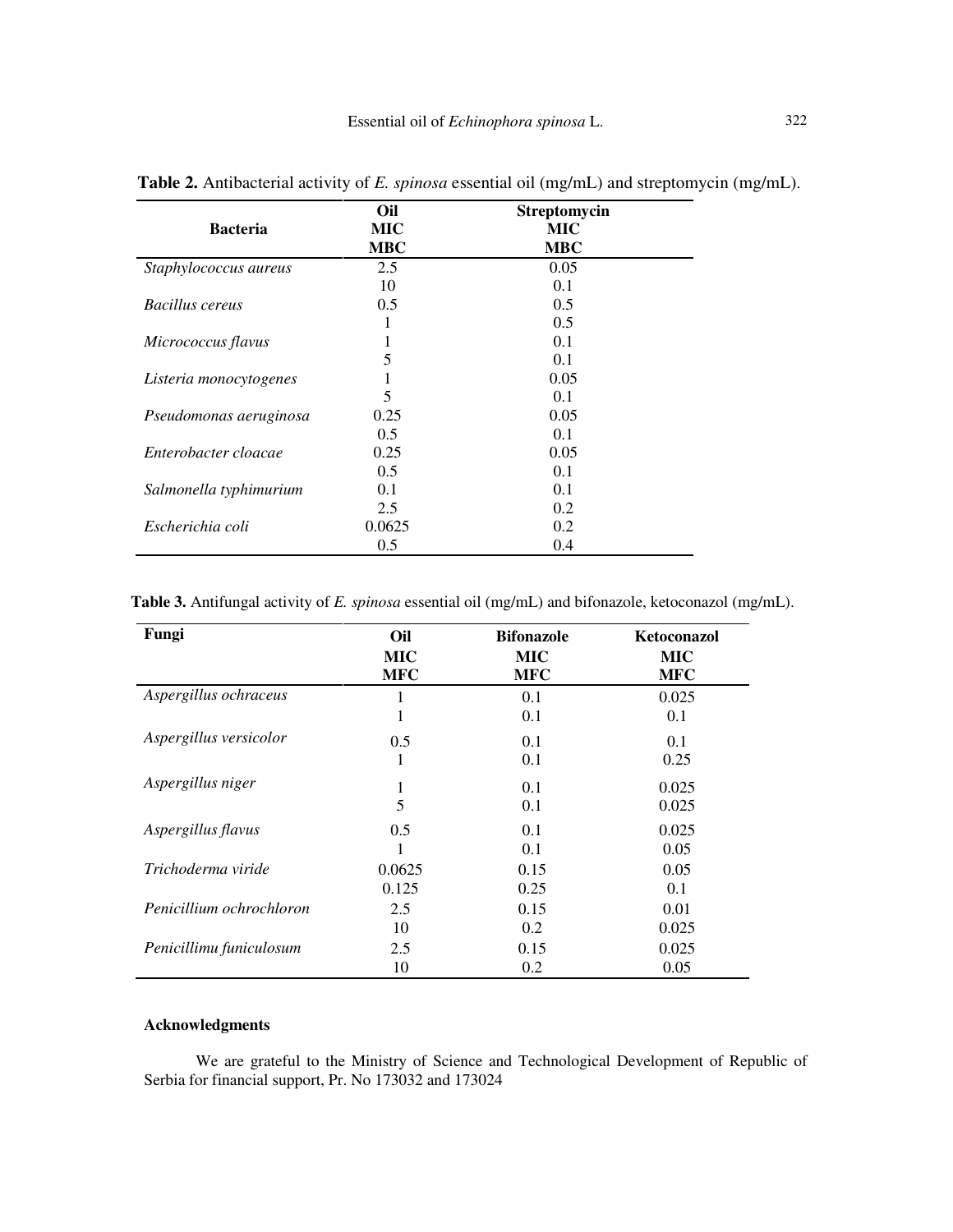**Table 2.** Antibacterial activity of *E. spinosa* essential oil (mg/mL) and streptomycin (mg/mL).

| Bacteria | Oil<br>MIC<br>MBC | Streptomycin<br>MIC<br>MBC |
|---|---|---|
| *Staphylococcus aureus* | 2.5<br>10 | 0.05<br>0.1 |
| *Bacillus cereus* | 0.5<br>1 | 0.5<br>0.5 |
| *Micrococcus flavus* | 1<br>5 | 0.1<br>0.1 |
| *Listeria monocytogenes* | 1<br>5 | 0.05<br>0.1 |
| *Pseudomonas aeruginosa* | 0.25<br>0.5 | 0.05<br>0.1 |
| *Enterobacter cloacae* | 0.25<br>0.5 | 0.05<br>0.1 |
| *Salmonella typhimurium* | 0.1<br>2.5 | 0.1<br>0.2 |
| *Escherichia coli* | 0.0625<br>0.5 | 0.2<br>0.4 |

**Table 3.** Antifungal activity of *E. spinosa* essential oil (mg/mL) and bifonazole, ketoconazol (mg/mL).

| Fungi | Oil<br>MIC<br>MFC | Bifonazole<br>MIC<br>MFC | Ketoconazol<br>MIC<br>MFC |
|---|---|---|---|
| *Aspergillus ochraceus* | 1<br>1 | 0.1<br>0.1 | 0.025<br>0.1 |
| *Aspergillus versicolor* | 0.5<br>1 | 0.1<br>0.1 | 0.1<br>0.25 |
| *Aspergillus niger* | 1<br>5 | 0.1<br>0.1 | 0.025<br>0.025 |
| *Aspergillus flavus* | 0.5<br>1 | 0.1<br>0.1 | 0.025<br>0.05 |
| *Trichoderma viride* | 0.0625<br>0.125 | 0.15<br>0.25 | 0.05<br>0.1 |
| *Penicillium ochrochloron* | 2.5<br>10 | 0.15<br>0.2 | 0.01<br>0.025 |
| *Penicillimu funiculosum* | 2.5<br>10 | 0.15<br>0.2 | 0.025<br>0.05 |

### Acknowledgments

We are grateful to the Ministry of Science and Technological Development of Republic of Serbia for financial support, Pr. No 173032 and 173024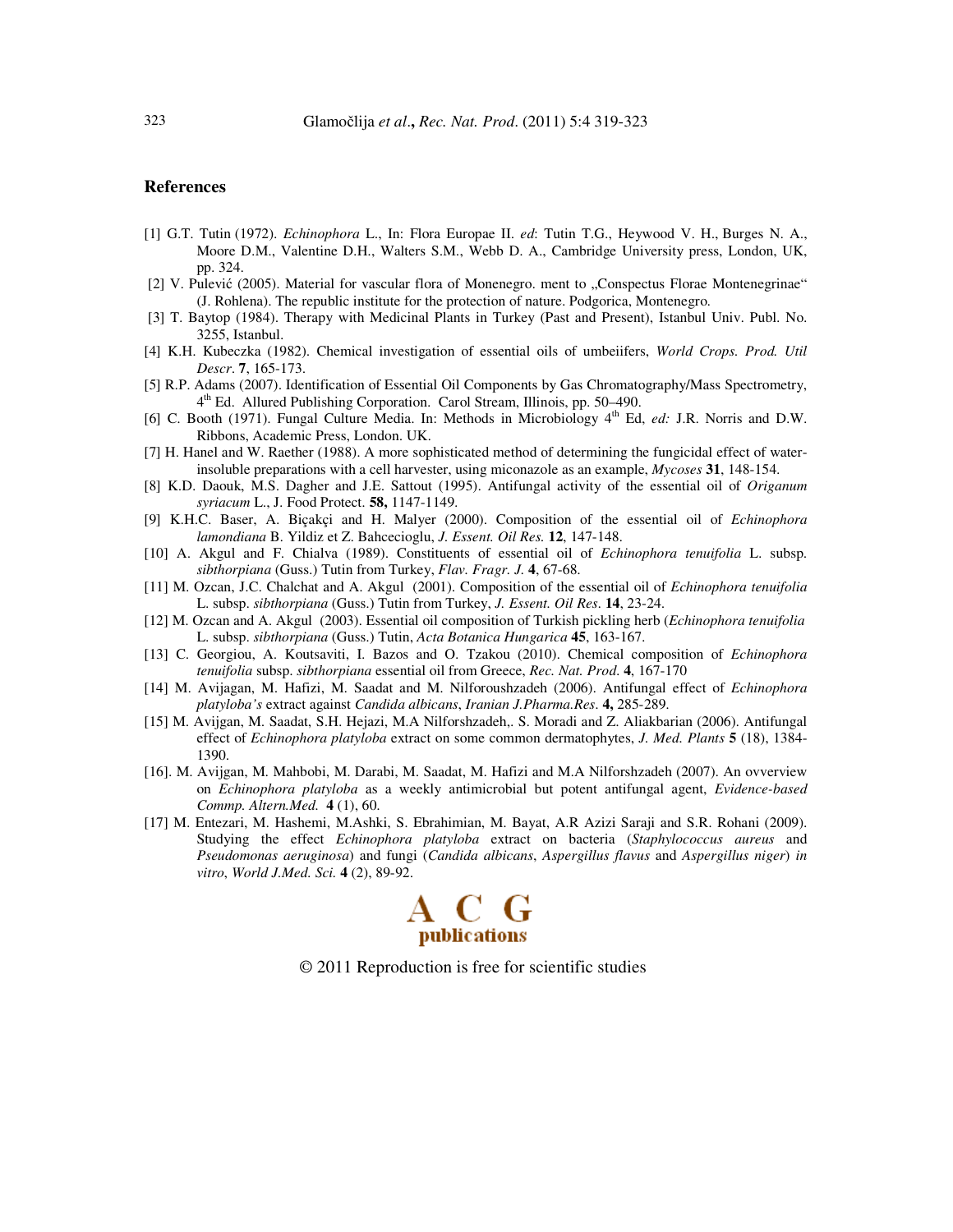## References

[1] G.T. Tutin (1972). *Echinophora* L., In: Flora Europae II. *ed*: Tutin T.G., Heywood V. H., Burges N. A., Moore D.M., Valentine D.H., Walters S.M., Webb D. A., Cambridge University press, London, UK, pp. 324.

[2] V. Pulević (2005). Material for vascular flora of Monenegro. ment to „Conspectus Florae Montenegrinae" (J. Rohlena). The republic institute for the protection of nature. Podgorica, Montenegro.

[3] T. Baytop (1984). Therapy with Medicinal Plants in Turkey (Past and Present), Istanbul Univ. Publ. No. 3255, Istanbul.

[4] K.H. Kubeczka (1982). Chemical investigation of essential oils of umbeiifers, *World Crops. Prod. Util Descr*. **7**, 165-173.

[5] R.P. Adams (2007). Identification of Essential Oil Components by Gas Chromatography/Mass Spectrometry, 4th Ed. Allured Publishing Corporation. Carol Stream, Illinois, pp. 50–490.

[6] C. Booth (1971). Fungal Culture Media. In: Methods in Microbiology 4th Ed, *ed:* J.R. Norris and D.W. Ribbons, Academic Press, London. UK.

[7] H. Hanel and W. Raether (1988). A more sophisticated method of determining the fungicidal effect of water-insoluble preparations with a cell harvester, using miconazole as an example, *Mycoses* **31**, 148-154.

[8] K.D. Daouk, M.S. Dagher and J.E. Sattout (1995). Antifungal activity of the essential oil of *Origanum syriacum* L., J. Food Protect. **58,** 1147-1149.

[9] K.H.C. Baser, A. Biçakçi and H. Malyer (2000). Composition of the essential oil of *Echinophora lamondiana* B. Yildiz et Z. Bahcecioglu, *J. Essent. Oil Res.* **12**, 147-148.

[10] A. Akgul and F. Chialva (1989). Constituents of essential oil of *Echinophora tenuifolia* L. subsp. *sibthorpiana* (Guss.) Tutin from Turkey, *Flav. Fragr. J.* **4**, 67-68.

[11] M. Ozcan, J.C. Chalchat and A. Akgul (2001). Composition of the essential oil of *Echinophora tenuifolia* L. subsp. *sibthorpiana* (Guss.) Tutin from Turkey, *J. Essent. Oil Res.* **14**, 23-24.

[12] M. Ozcan and A. Akgul (2003). Essential oil composition of Turkish pickling herb (*Echinophora tenuifolia* L. subsp. *sibthorpiana* (Guss.) Tutin, *Acta Botanica Hungarica* **45**, 163-167.

[13] C. Georgiou, A. Koutsaviti, I. Bazos and O. Tzakou (2010). Chemical composition of *Echinophora tenuifolia* subsp. *sibthorpiana* essential oil from Greece, *Rec. Nat. Prod.* **4**, 167-170

[14] M. Avijagan, M. Hafizi, M. Saadat and M. Nilforoushzadeh (2006). Antifungal effect of *Echinophora platyloba's* extract against *Candida albicans*, *Iranian J.Pharma.Res*. **4,** 285-289.

[15] M. Avijgan, M. Saadat, S.H. Hejazi, M.A Nilforshzadeh,. S. Moradi and Z. Aliakbarian (2006). Antifungal effect of *Echinophora platyloba* extract on some common dermatophytes, *J. Med. Plants* **5** (18), 1384-1390.

[16]. M. Avijgan, M. Mahbobi, M. Darabi, M. Saadat, M. Hafizi and M.A Nilforshzadeh (2007). An ovverview on *Echinophora platyloba* as a weekly antimicrobial but potent antifungal agent, *Evidence-based Commp. Altern.Med.* **4** (1), 60.

[17] M. Entezari, M. Hashemi, M.Ashki, S. Ebrahimian, M. Bayat, A.R Azizi Saraji and S.R. Rohani (2009). Studying the effect *Echinophora platyloba* extract on bacteria (*Staphylococcus aureus* and *Pseudomonas aeruginosa*) and fungi (*Candida albicans*, *Aspergillus flavus* and *Aspergillus niger*) *in vitro*, *World J.Med. Sci.* **4** (2), 89-92.

A C G
publications

© 2011 Reproduction is free for scientific studies